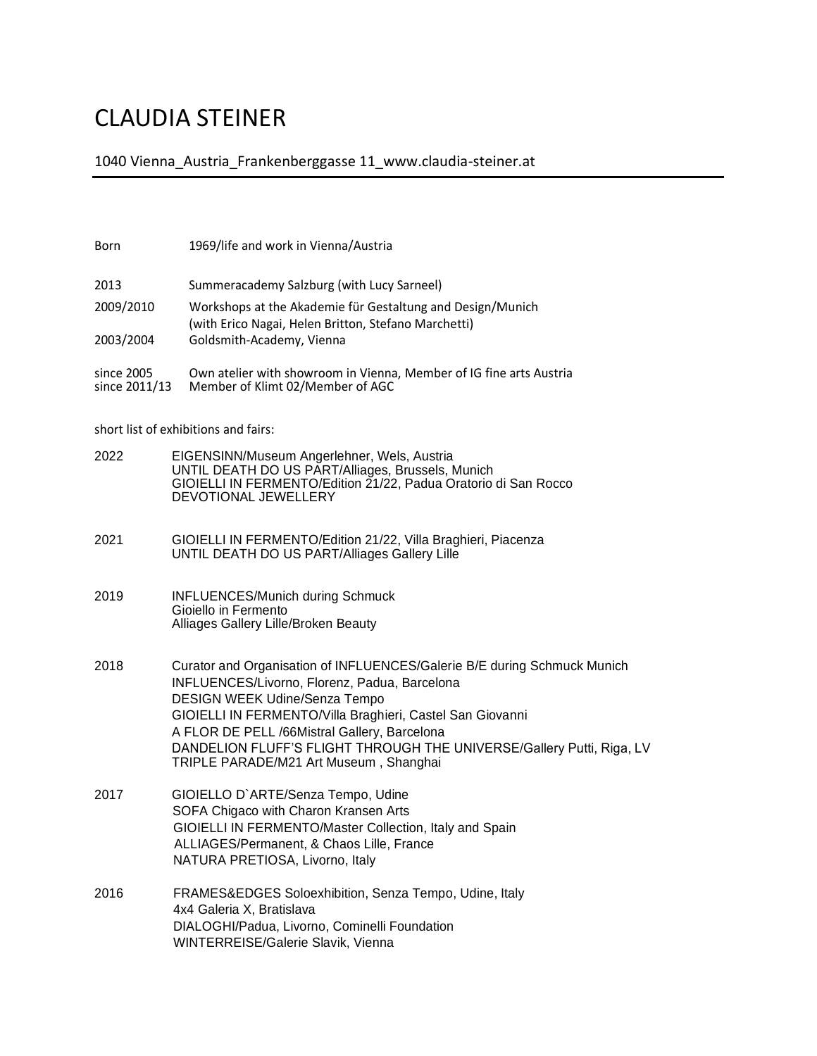# CLAUDIA STEINER

1040 Vienna_Austria_Frankenberggasse 11_www.claudia-steiner.at

---

| | |
|---|---|
| Born | 1969/life and work in Vienna/Austria |
| 2013 | Summeracademy Salzburg (with Lucy Sarneel) |
| 2009/2010 | Workshops at the Akademie für Gestaltung and Design/Munich (with Erico Nagai, Helen Britton, Stefano Marchetti) |
| 2003/2004 | Goldsmith-Academy, Vienna |
| since 2005 | Own atelier with showroom in Vienna, Member of IG fine arts Austria |
| since 2011/13 | Member of Klimt 02/Member of AGC |

short list of exhibitions and fairs:

**2022**
- EIGENSINN/Museum Angerlehner, Wels, Austria
- UNTIL DEATH DO US PART/Alliages, Brussels, Munich
- GIOIELLI IN FERMENTO/Edition 21/22, Padua Oratorio di San Rocco
- DEVOTIONAL JEWELLERY

**2021**
- GIOIELLI IN FERMENTO/Edition 21/22, Villa Braghieri, Piacenza
- UNTIL DEATH DO US PART/Alliages Gallery Lille

**2019**
- INFLUENCES/Munich during Schmuck
- Gioiello in Fermento
- Alliages Gallery Lille/Broken Beauty

**2018**
- Curator and Organisation of INFLUENCES/Galerie B/E during Schmuck Munich
- INFLUENCES/Livorno, Florenz, Padua, Barcelona
- DESIGN WEEK Udine/Senza Tempo
- GIOIELLI IN FERMENTO/Villa Braghieri, Castel San Giovanni
- A FLOR DE PELL /66Mistral Gallery, Barcelona
- DANDELION FLUFF'S FLIGHT THROUGH THE UNIVERSE/Gallery Putti, Riga, LV
- TRIPLE PARADE/M21 Art Museum , Shanghai

**2017**
- GIOIELLO D`ARTE/Senza Tempo, Udine
- SOFA Chigaco with Charon Kransen Arts
- GIOIELLI IN FERMENTO/Master Collection, Italy and Spain
- ALLIAGES/Permanent, & Chaos Lille, France
- NATURA PRETIOSA, Livorno, Italy

**2016**
- FRAMES&EDGES Soloexhibition, Senza Tempo, Udine, Italy
- 4x4 Galeria X, Bratislava
- DIALOGHI/Padua, Livorno, Cominelli Foundation
- WINTERREISE/Galerie Slavik, Vienna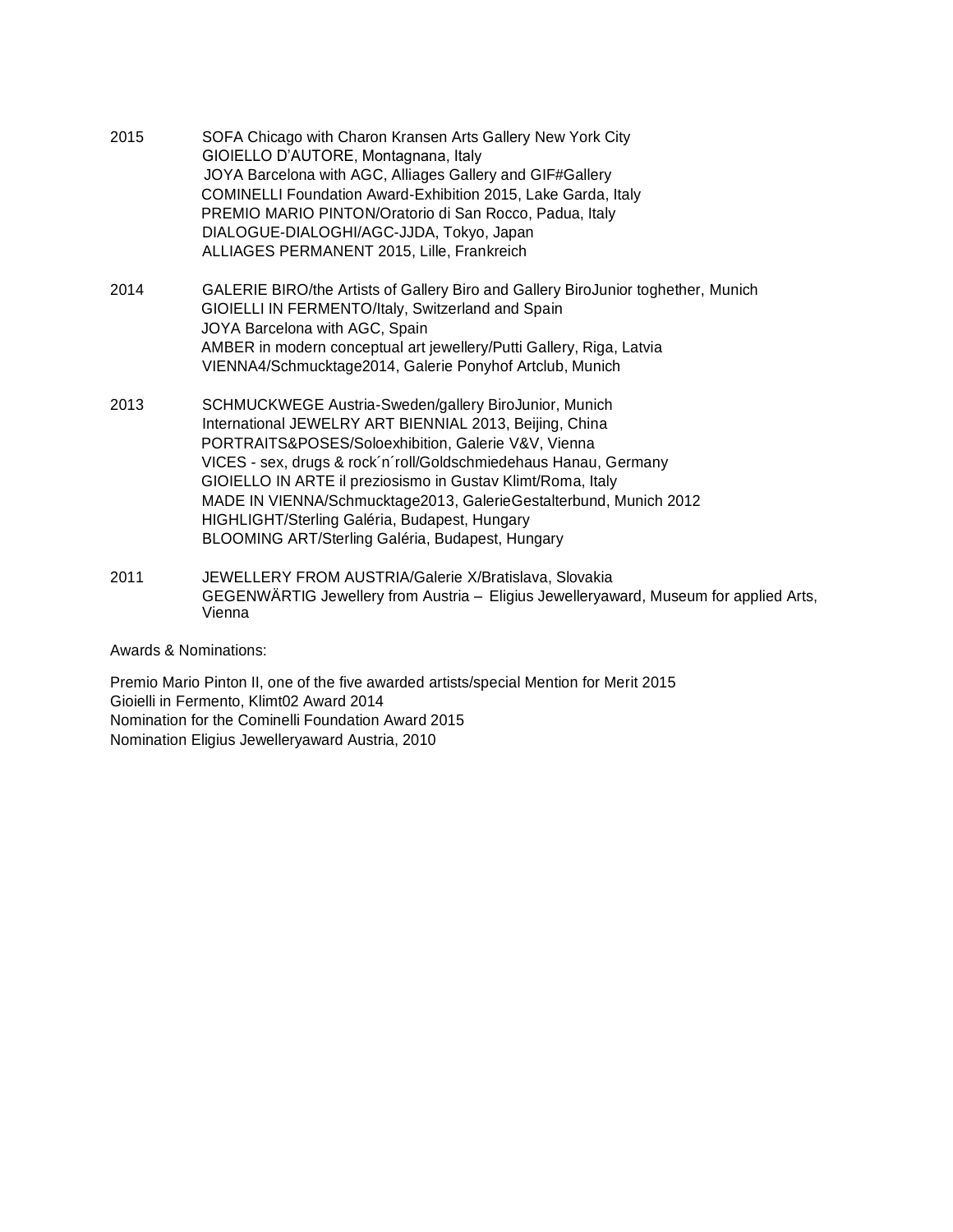2015 SOFA Chicago with Charon Kransen Arts Gallery New York City
GIOIELLO D'AUTORE, Montagnana, Italy
JOYA Barcelona with AGC, Alliages Gallery and GIF#Gallery
COMINELLI Foundation Award-Exhibition 2015, Lake Garda, Italy
PREMIO MARIO PINTON/Oratorio di San Rocco, Padua, Italy
DIALOGUE-DIALOGHI/AGC-JJDA, Tokyo, Japan
ALLIAGES PERMANENT 2015, Lille, Frankreich

2014 GALERIE BIRO/the Artists of Gallery Biro and Gallery BiroJunior toghether, Munich
GIOIELLI IN FERMENTO/Italy, Switzerland and Spain
JOYA Barcelona with AGC, Spain
AMBER in modern conceptual art jewellery/Putti Gallery, Riga, Latvia
VIENNA4/Schmucktage2014, Galerie Ponyhof Artclub, Munich

2013 SCHMUCKWEGE Austria-Sweden/gallery BiroJunior, Munich
International JEWELRY ART BIENNIAL 2013, Beijing, China
PORTRAITS&POSES/Soloexhibition, Galerie V&V, Vienna
VICES - sex, drugs & rock´n´roll/Goldschmiedehaus Hanau, Germany
GIOIELLO IN ARTE il preziosismo in Gustav Klimt/Roma, Italy
MADE IN VIENNA/Schmucktage2013, GalerieGestalterbund, Munich 2012
HIGHLIGHT/Sterling Galéria, Budapest, Hungary
BLOOMING ART/Sterling Galéria, Budapest, Hungary

2011 JEWELLERY FROM AUSTRIA/Galerie X/Bratislava, Slovakia
GEGENWÄRTIG Jewellery from Austria – Eligius Jewelleryaward, Museum for applied Arts, Vienna

Awards & Nominations:

Premio Mario Pinton II, one of the five awarded artists/special Mention for Merit 2015
Gioielli in Fermento, Klimt02 Award 2014
Nomination for the Cominelli Foundation Award 2015
Nomination Eligius Jewelleryaward Austria, 2010